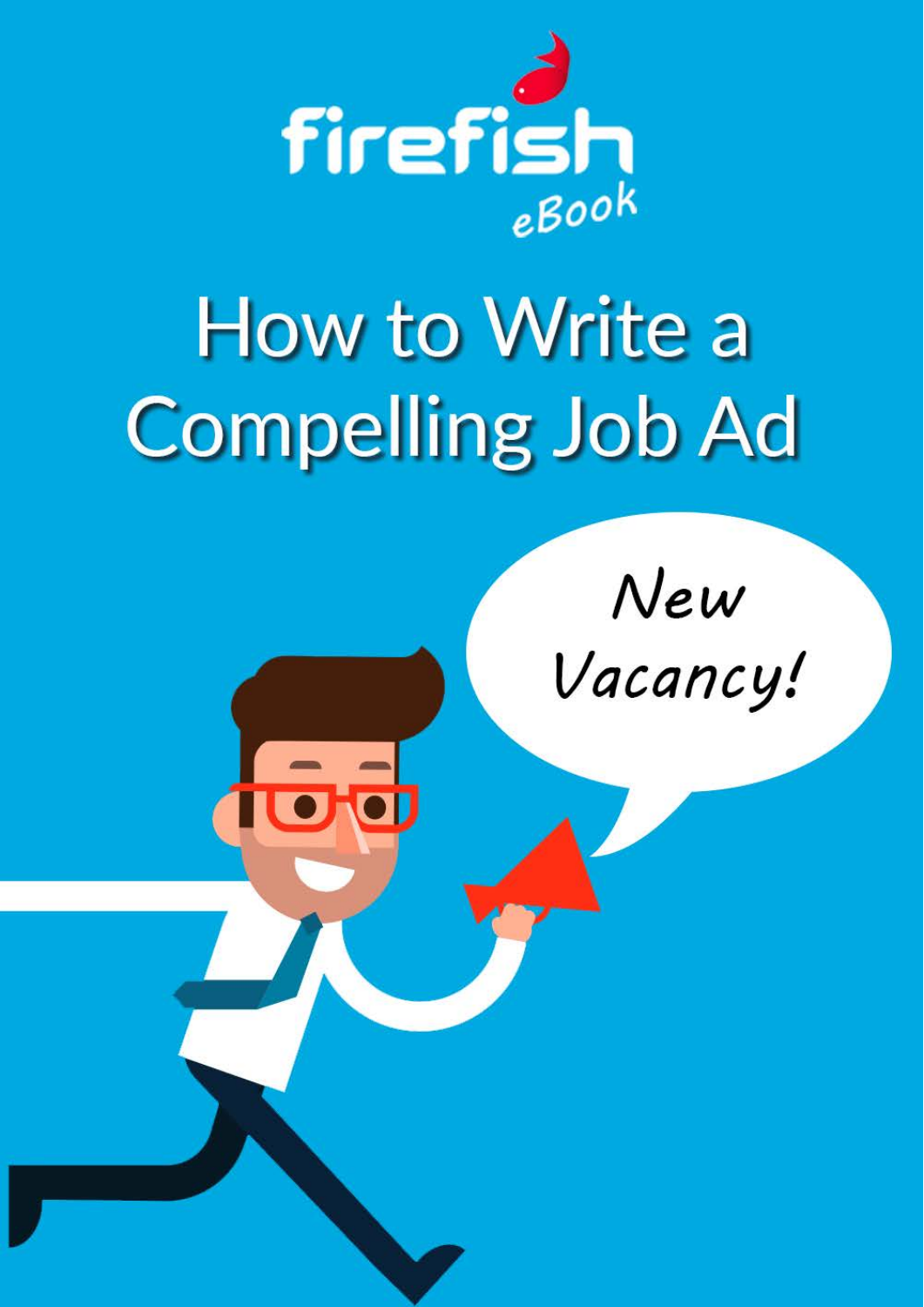firefish

eBook

# How to Write a Compelling Job Ad

New Vacancy!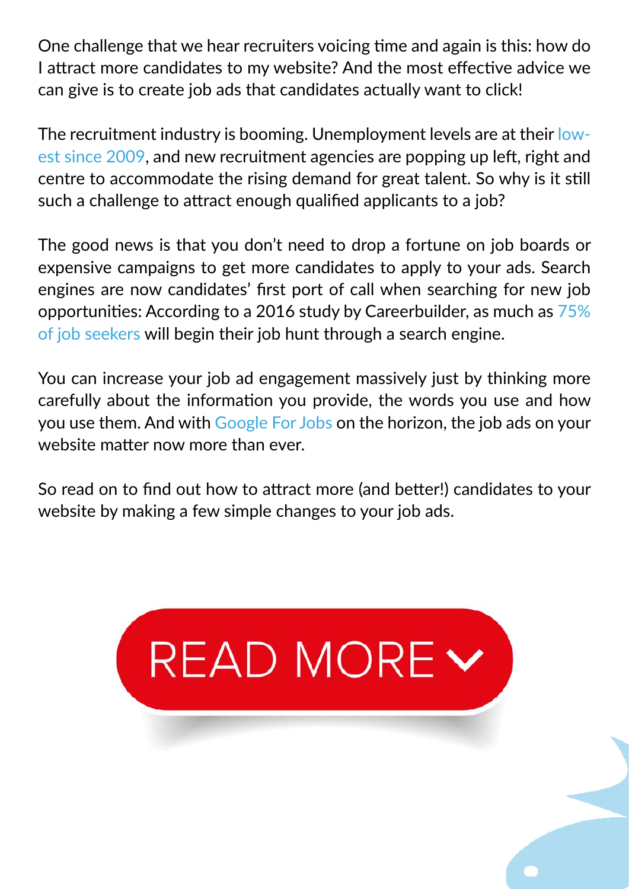One challenge that we hear recruiters voicing time and again is this: how do I attract more candidates to my website? And the most effective advice we can give is to create job ads that candidates actually want to click!

The recruitment industry is booming. Unemployment levels are at their lowest since 2009, and new recruitment agencies are popping up left, right and centre to accommodate the rising demand for great talent. So why is it still such a challenge to attract enough qualified applicants to a job?

The good news is that you don't need to drop a fortune on job boards or expensive campaigns to get more candidates to apply to your ads. Search engines are now candidates' first port of call when searching for new job opportunities: According to a 2016 study by Careerbuilder, as much as 75% of job seekers will begin their job hunt through a search engine.

You can increase your job ad engagement massively just by thinking more carefully about the information you provide, the words you use and how you use them. And with Google For Jobs on the horizon, the job ads on your website matter now more than ever.

So read on to find out how to attract more (and better!) candidates to your website by making a few simple changes to your job ads.

READ MORE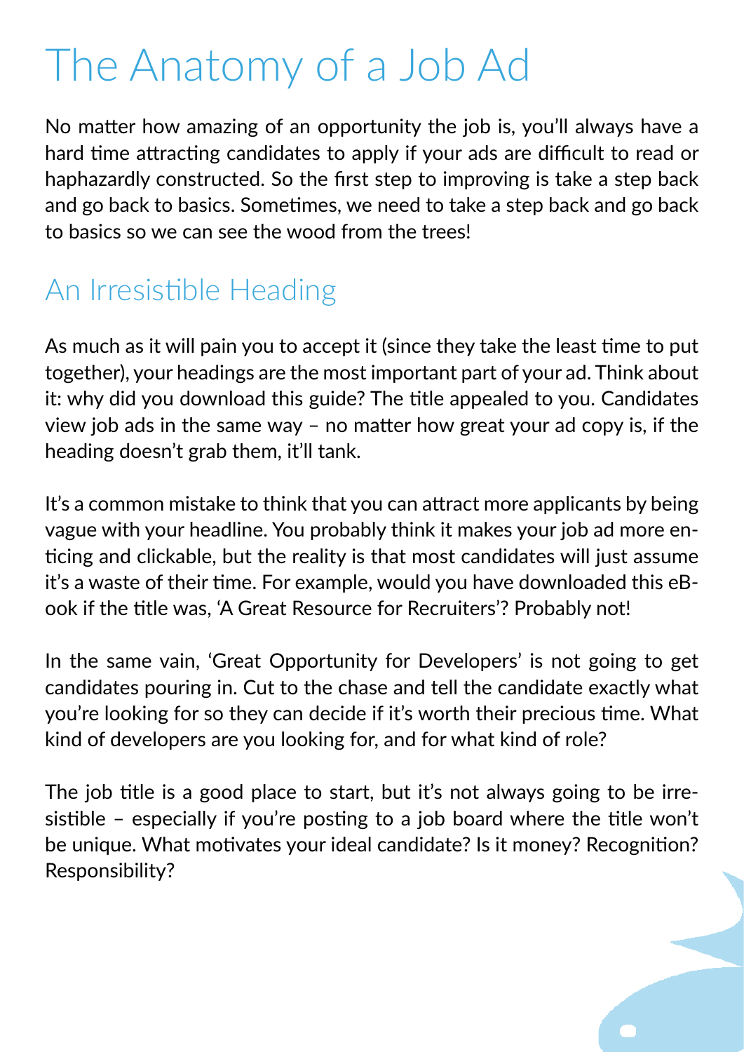# The Anatomy of a Job Ad

No matter how amazing of an opportunity the job is, you'll always have a hard time attracting candidates to apply if your ads are difficult to read or haphazardly constructed. So the first step to improving is take a step back and go back to basics. Sometimes, we need to take a step back and go back to basics so we can see the wood from the trees!

## An Irresistible Heading

As much as it will pain you to accept it (since they take the least time to put together), your headings are the most important part of your ad. Think about it: why did you download this guide? The title appealed to you. Candidates view job ads in the same way – no matter how great your ad copy is, if the heading doesn't grab them, it'll tank.

It's a common mistake to think that you can attract more applicants by being vague with your headline. You probably think it makes your job ad more enticing and clickable, but the reality is that most candidates will just assume it's a waste of their time. For example, would you have downloaded this eBook if the title was, 'A Great Resource for Recruiters'? Probably not!

In the same vain, 'Great Opportunity for Developers' is not going to get candidates pouring in. Cut to the chase and tell the candidate exactly what you're looking for so they can decide if it's worth their precious time. What kind of developers are you looking for, and for what kind of role?

The job title is a good place to start, but it's not always going to be irresistible – especially if you're posting to a job board where the title won't be unique. What motivates your ideal candidate? Is it money? Recognition? Responsibility?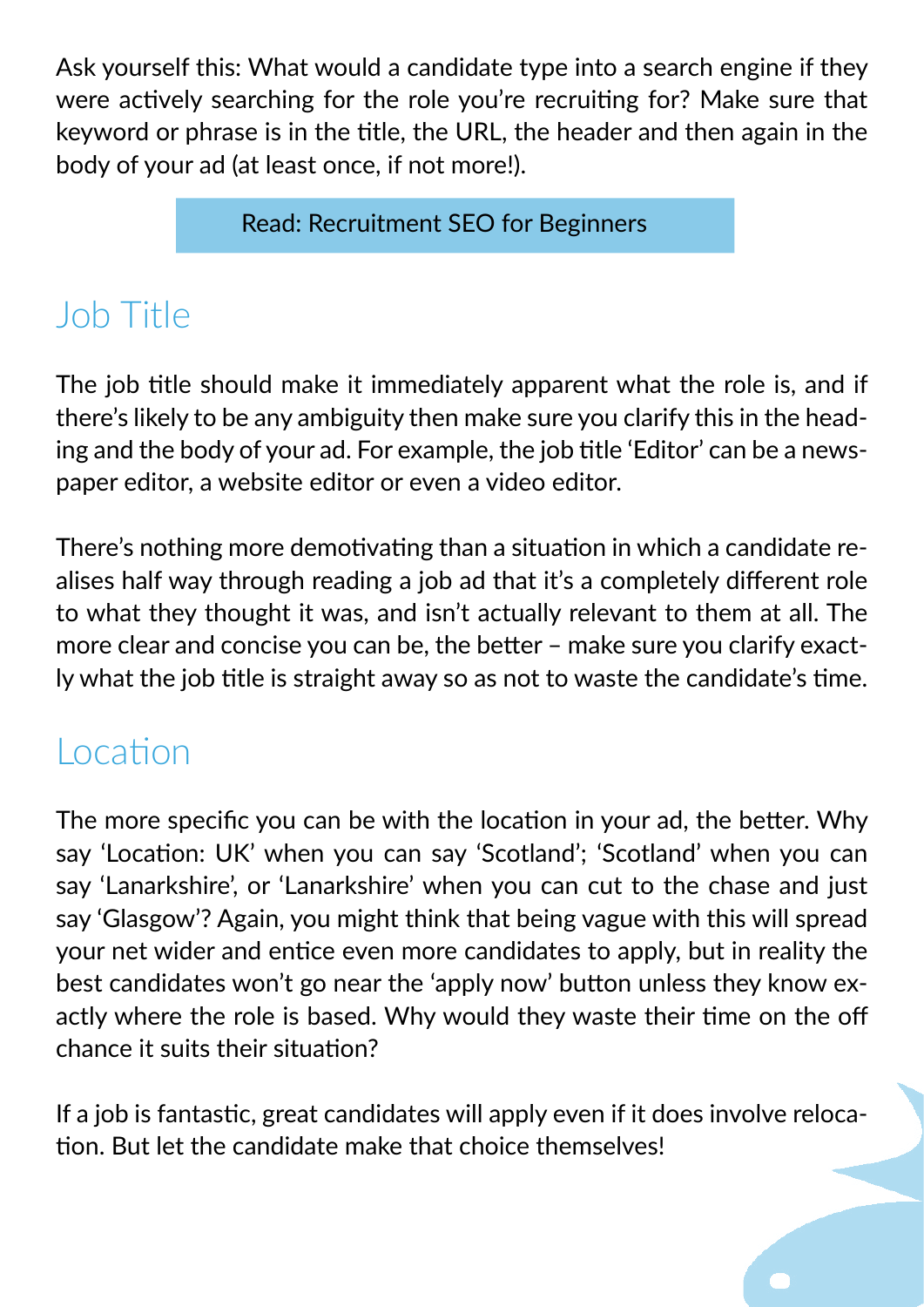Ask yourself this: What would a candidate type into a search engine if they were actively searching for the role you're recruiting for? Make sure that keyword or phrase is in the title, the URL, the header and then again in the body of your ad (at least once, if not more!).

Read: Recruitment SEO for Beginners

## Job Title

The job title should make it immediately apparent what the role is, and if there's likely to be any ambiguity then make sure you clarify this in the heading and the body of your ad. For example, the job title 'Editor' can be a newspaper editor, a website editor or even a video editor.

There's nothing more demotivating than a situation in which a candidate realises half way through reading a job ad that it's a completely different role to what they thought it was, and isn't actually relevant to them at all. The more clear and concise you can be, the better – make sure you clarify exactly what the job title is straight away so as not to waste the candidate's time.

## Location

The more specific you can be with the location in your ad, the better. Why say 'Location: UK' when you can say 'Scotland'; 'Scotland' when you can say 'Lanarkshire', or 'Lanarkshire' when you can cut to the chase and just say 'Glasgow'? Again, you might think that being vague with this will spread your net wider and entice even more candidates to apply, but in reality the best candidates won't go near the 'apply now' button unless they know exactly where the role is based. Why would they waste their time on the off chance it suits their situation?

If a job is fantastic, great candidates will apply even if it does involve relocation. But let the candidate make that choice themselves!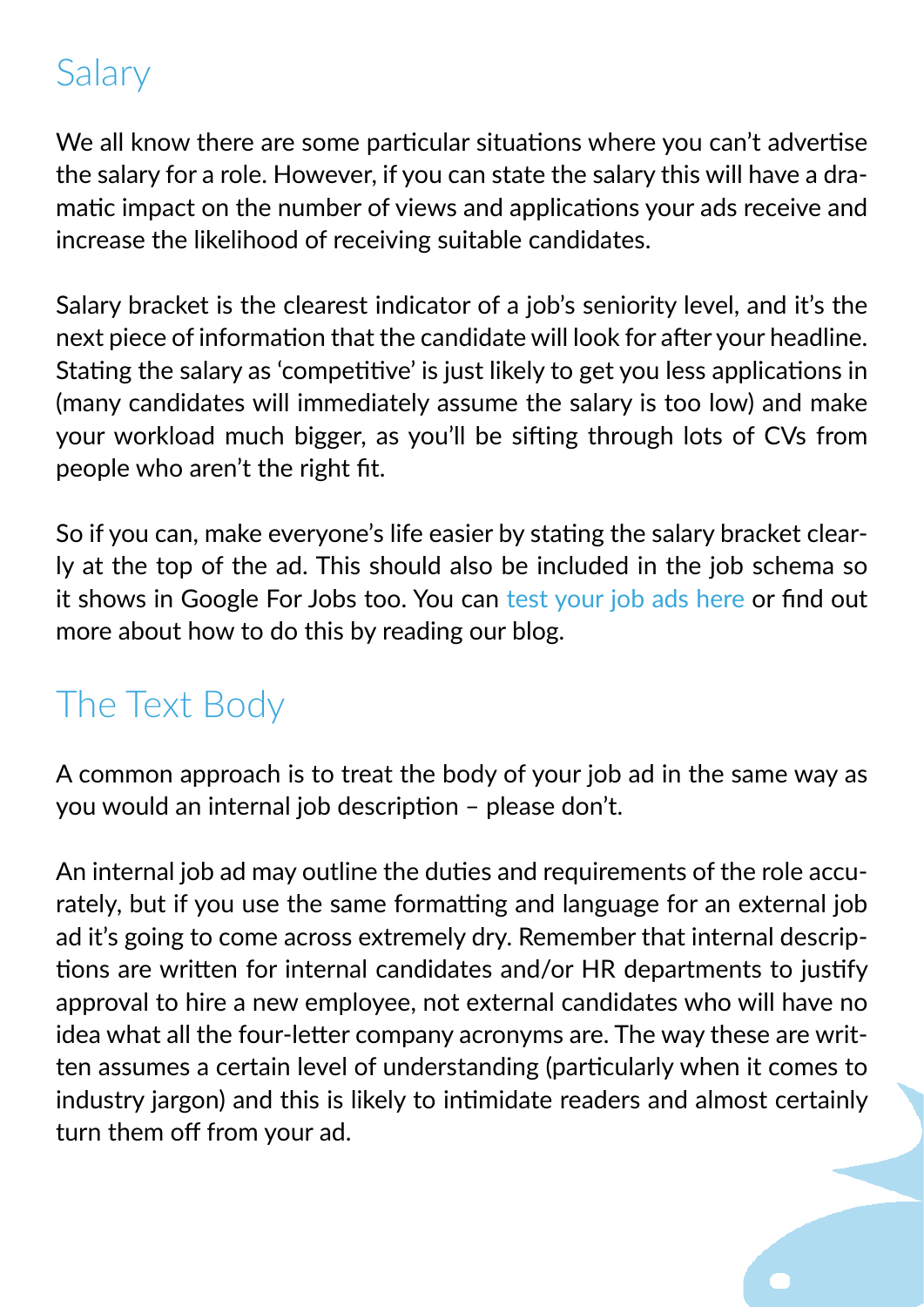## Salary

We all know there are some particular situations where you can't advertise the salary for a role. However, if you can state the salary this will have a dramatic impact on the number of views and applications your ads receive and increase the likelihood of receiving suitable candidates.

Salary bracket is the clearest indicator of a job's seniority level, and it's the next piece of information that the candidate will look for after your headline. Stating the salary as 'competitive' is just likely to get you less applications in (many candidates will immediately assume the salary is too low) and make your workload much bigger, as you'll be sifting through lots of CVs from people who aren't the right fit.

So if you can, make everyone's life easier by stating the salary bracket clearly at the top of the ad. This should also be included in the job schema so it shows in Google For Jobs too. You can test your job ads here or find out more about how to do this by reading our blog.

## The Text Body

A common approach is to treat the body of your job ad in the same way as you would an internal job description – please don't.

An internal job ad may outline the duties and requirements of the role accurately, but if you use the same formatting and language for an external job ad it's going to come across extremely dry. Remember that internal descriptions are written for internal candidates and/or HR departments to justify approval to hire a new employee, not external candidates who will have no idea what all the four-letter company acronyms are. The way these are written assumes a certain level of understanding (particularly when it comes to industry jargon) and this is likely to intimidate readers and almost certainly turn them off from your ad.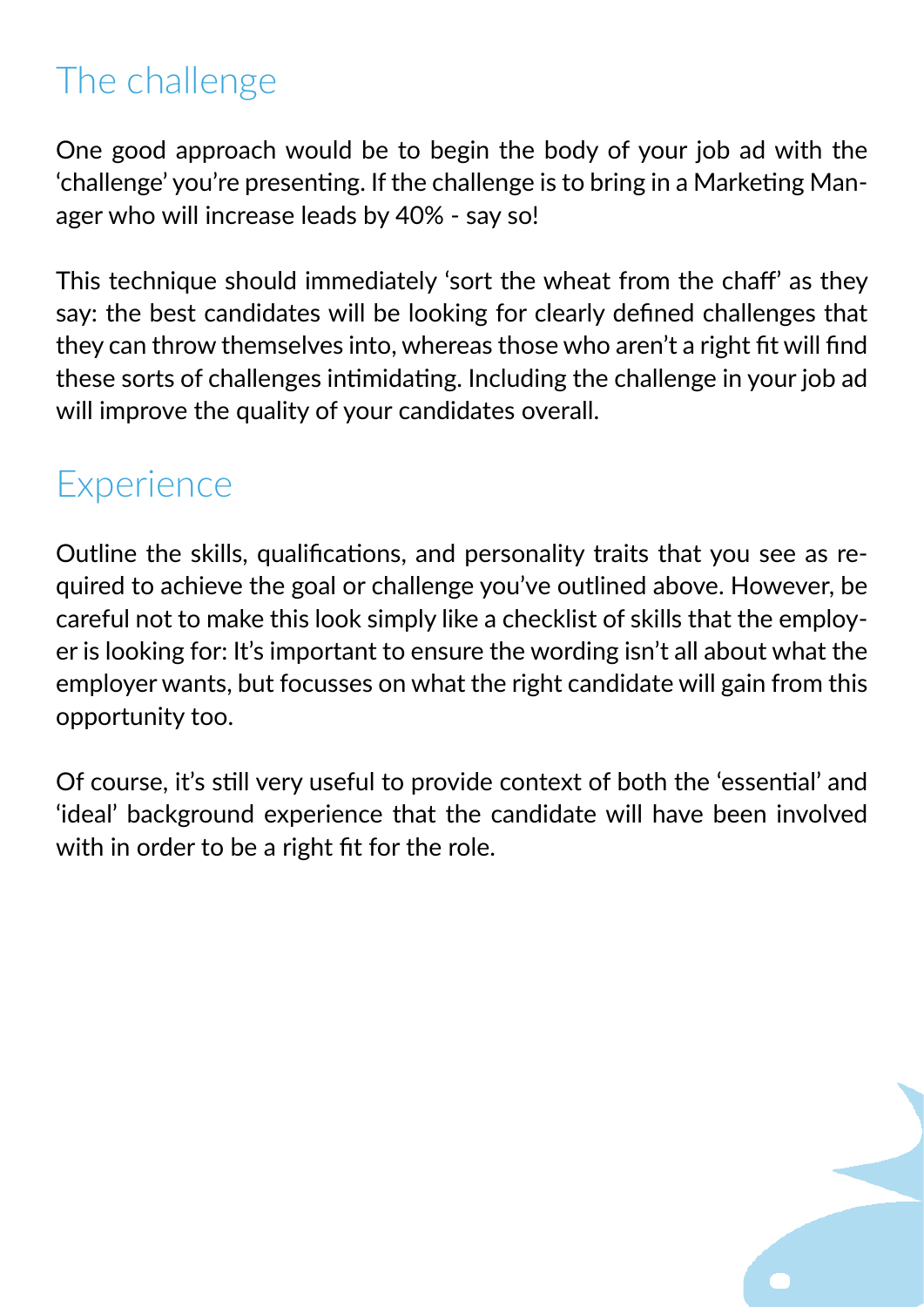## The challenge

One good approach would be to begin the body of your job ad with the 'challenge' you're presenting. If the challenge is to bring in a Marketing Manager who will increase leads by 40% - say so!

This technique should immediately 'sort the wheat from the chaff' as they say: the best candidates will be looking for clearly defined challenges that they can throw themselves into, whereas those who aren't a right fit will find these sorts of challenges intimidating. Including the challenge in your job ad will improve the quality of your candidates overall.

## Experience

Outline the skills, qualifications, and personality traits that you see as required to achieve the goal or challenge you've outlined above. However, be careful not to make this look simply like a checklist of skills that the employer is looking for: It's important to ensure the wording isn't all about what the employer wants, but focusses on what the right candidate will gain from this opportunity too.

Of course, it's still very useful to provide context of both the 'essential' and 'ideal' background experience that the candidate will have been involved with in order to be a right fit for the role.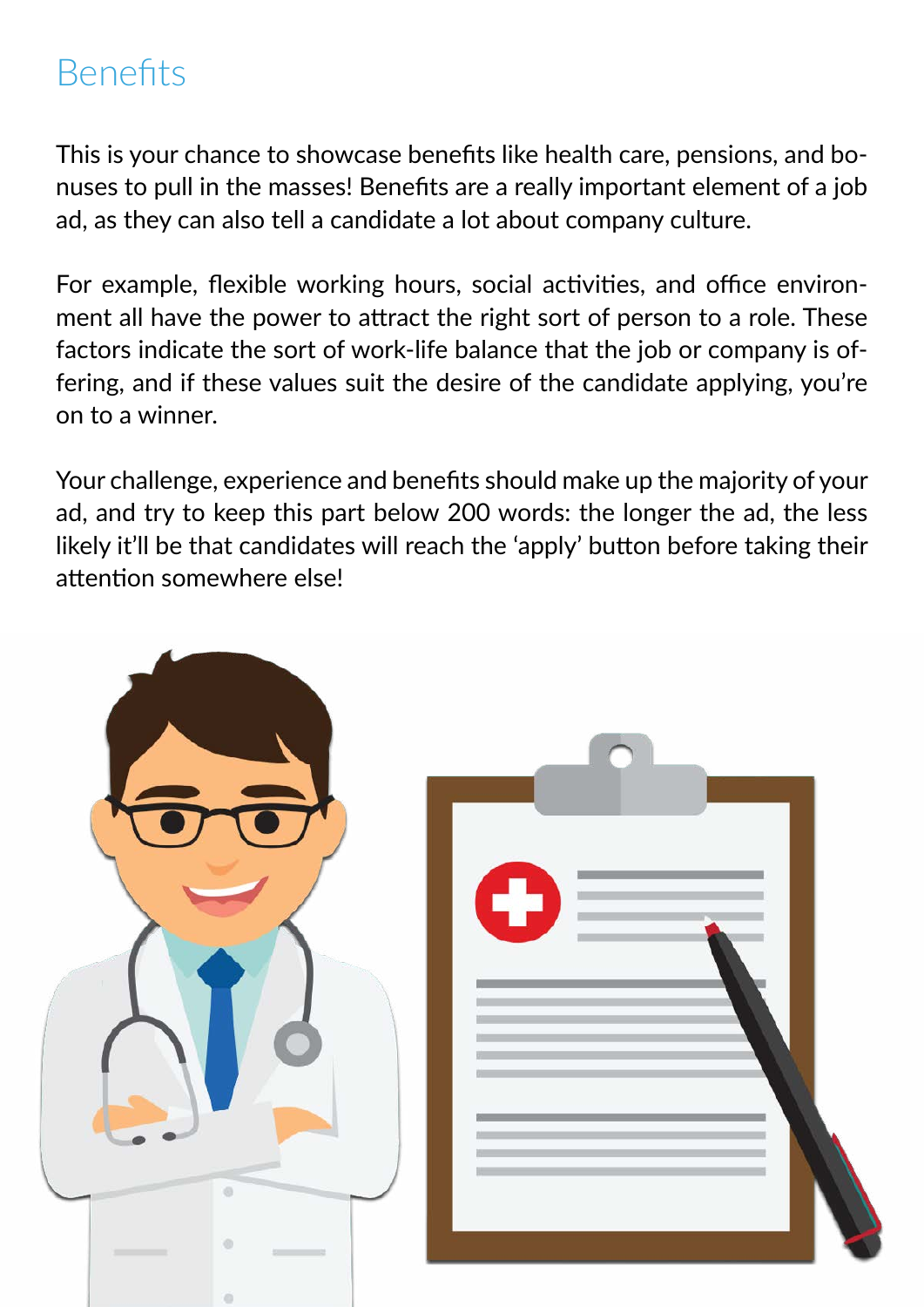# Benefits

This is your chance to showcase benefits like health care, pensions, and bonuses to pull in the masses! Benefits are a really important element of a job ad, as they can also tell a candidate a lot about company culture.

For example, flexible working hours, social activities, and office environment all have the power to attract the right sort of person to a role. These factors indicate the sort of work-life balance that the job or company is offering, and if these values suit the desire of the candidate applying, you're on to a winner.

Your challenge, experience and benefits should make up the majority of your ad, and try to keep this part below 200 words: the longer the ad, the less likely it'll be that candidates will reach the 'apply' button before taking their attention somewhere else!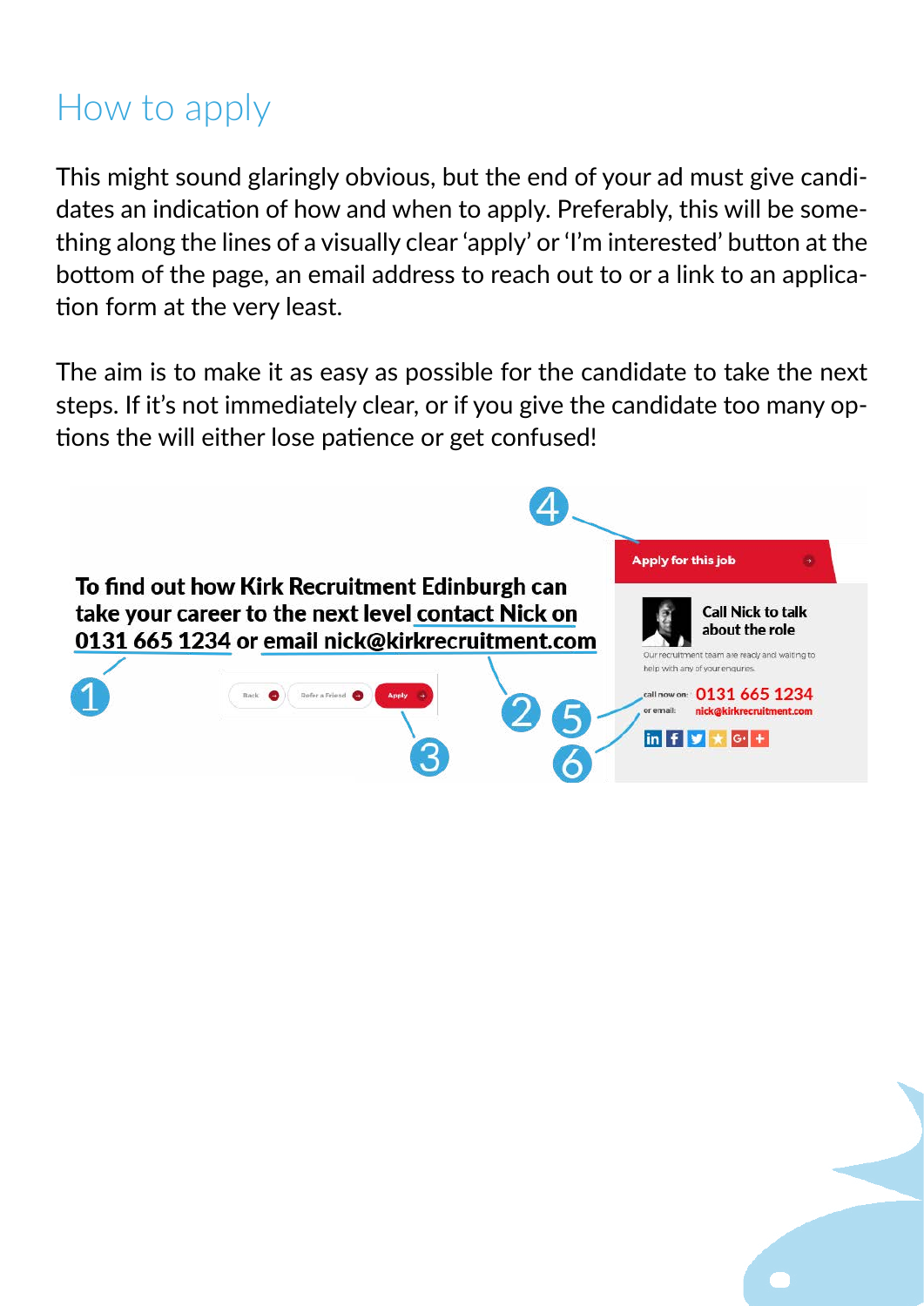# How to apply

This might sound glaringly obvious, but the end of your ad must give candidates an indication of how and when to apply. Preferably, this will be something along the lines of a visually clear 'apply' or 'I'm interested' button at the bottom of the page, an email address to reach out to or a link to an application form at the very least.

The aim is to make it as easy as possible for the candidate to take the next steps. If it's not immediately clear, or if you give the candidate too many options the will either lose patience or get confused!

**To find out how Kirk Recruitment Edinburgh can take your career to the next level contact Nick on 0131 665 1234 or email nick@kirkrecruitment.com**

Back | Refer a Friend | Apply

Apply for this job

Call Nick to talk about the role

Our recruitment team are ready and waiting to help with any of your enquries.

call now on: 0131 665 1234

or email: nick@kirkrecruitment.com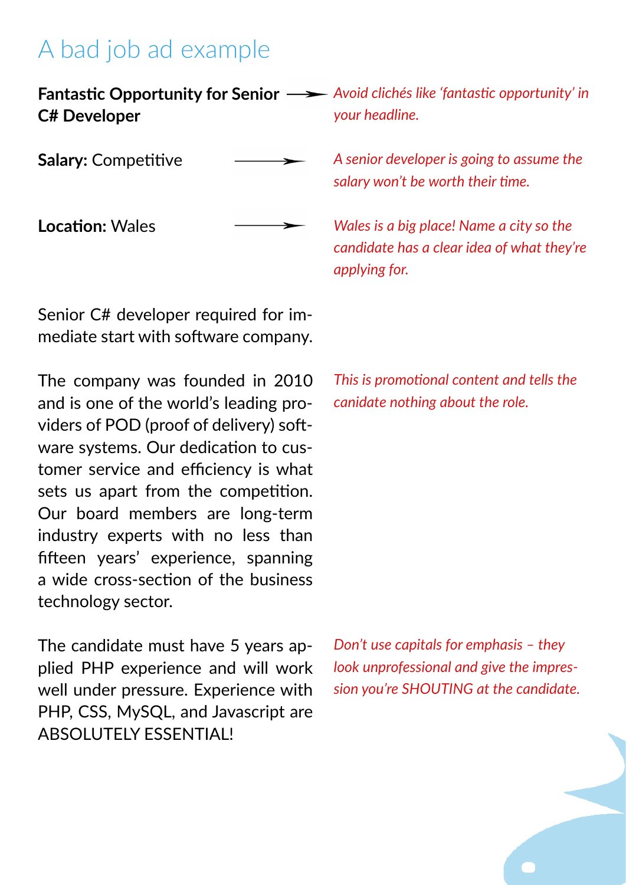# A bad job ad example

**Fantastic Opportunity for Senior C# Developer**

*Avoid clichés like 'fantastic opportunity' in your headline.*

**Salary:** Competitive

*A senior developer is going to assume the salary won't be worth their time.*

**Location:** Wales

*Wales is a big place! Name a city so the candidate has a clear idea of what they're applying for.*

Senior C# developer required for immediate start with software company.

The company was founded in 2010 and is one of the world's leading providers of POD (proof of delivery) software systems. Our dedication to customer service and efficiency is what sets us apart from the competition. Our board members are long-term industry experts with no less than fifteen years' experience, spanning a wide cross-section of the business technology sector.

*This is promotional content and tells the canidate nothing about the role.*

The candidate must have 5 years applied PHP experience and will work well under pressure. Experience with PHP, CSS, MySQL, and Javascript are ABSOLUTELY ESSENTIAL!

*Don't use capitals for emphasis – they look unprofessional and give the impression you're SHOUTING at the candidate.*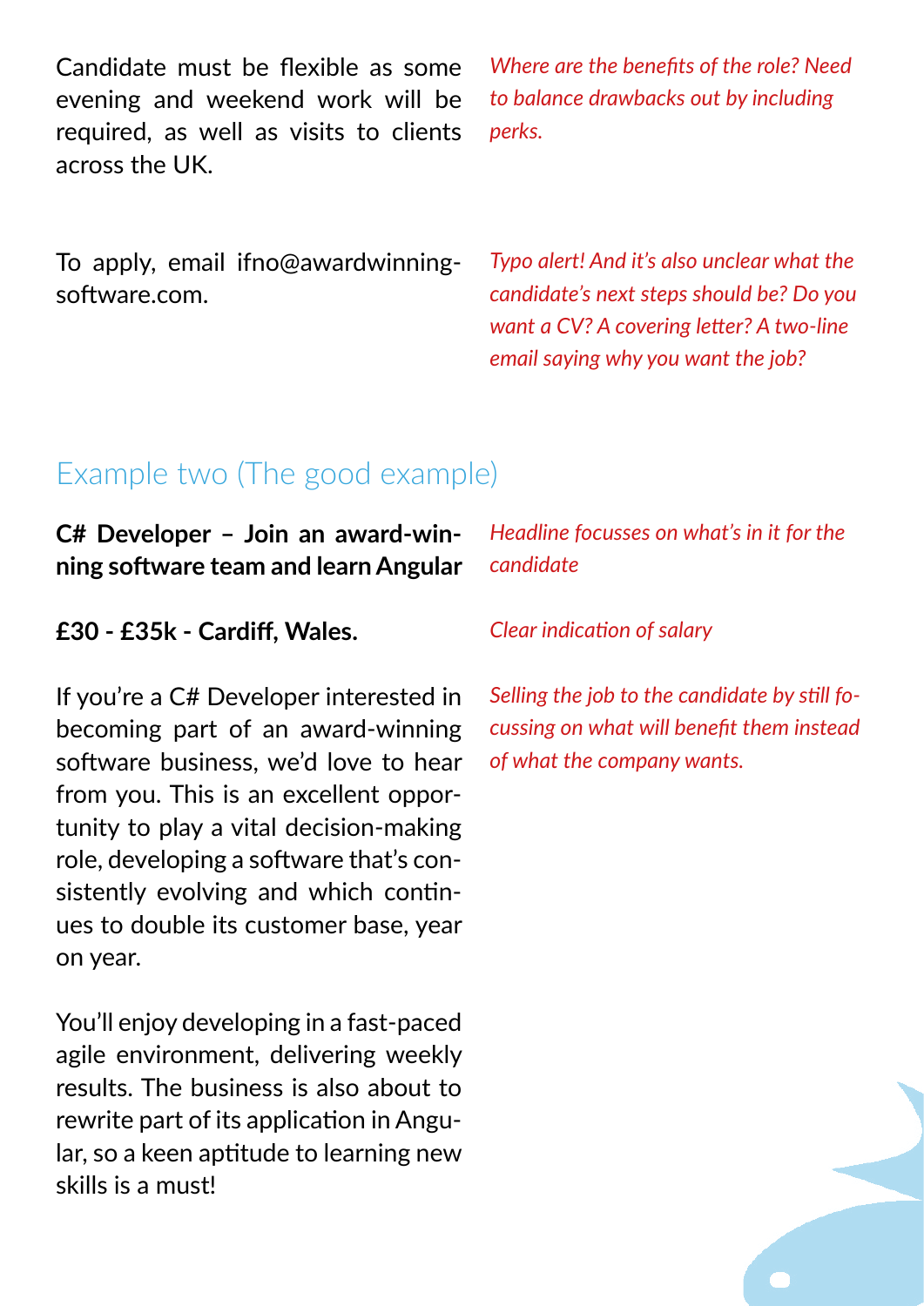Candidate must be flexible as some evening and weekend work will be required, as well as visits to clients across the UK.

*Where are the benefits of the role? Need to balance drawbacks out by including perks.*

To apply, email ifno@awardwinning-software.com.

*Typo alert! And it's also unclear what the candidate's next steps should be? Do you want a CV? A covering letter? A two-line email saying why you want the job?*

## Example two (The good example)

**C# Developer – Join an award-winning software team and learn Angular**

*Headline focusses on what's in it for the candidate*

**£30 - £35k - Cardiff, Wales.**

*Clear indication of salary*

If you're a C# Developer interested in becoming part of an award-winning software business, we'd love to hear from you. This is an excellent opportunity to play a vital decision-making role, developing a software that's consistently evolving and which continues to double its customer base, year on year.

*Selling the job to the candidate by still focussing on what will benefit them instead of what the company wants.*

You'll enjoy developing in a fast-paced agile environment, delivering weekly results. The business is also about to rewrite part of its application in Angular, so a keen aptitude to learning new skills is a must!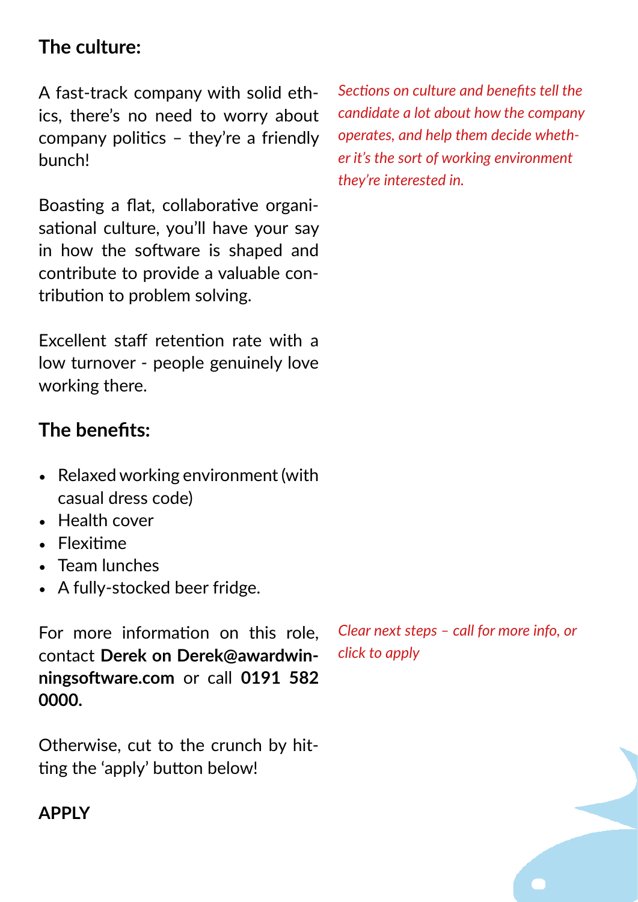## The culture:

A fast-track company with solid ethics, there's no need to worry about company politics – they're a friendly bunch!

*Sections on culture and benefits tell the candidate a lot about how the company operates, and help them decide whether it's the sort of working environment they're interested in.*

Boasting a flat, collaborative organisational culture, you'll have your say in how the software is shaped and contribute to provide a valuable contribution to problem solving.

Excellent staff retention rate with a low turnover - people genuinely love working there.

## The benefits:

- Relaxed working environment (with casual dress code)
- Health cover
- Flexitime
- Team lunches
- A fully-stocked beer fridge.

For more information on this role, contact **Derek on Derek@awardwinningsoftware.com** or call **0191 582 0000.**

*Clear next steps – call for more info, or click to apply*

Otherwise, cut to the crunch by hitting the 'apply' button below!

**APPLY**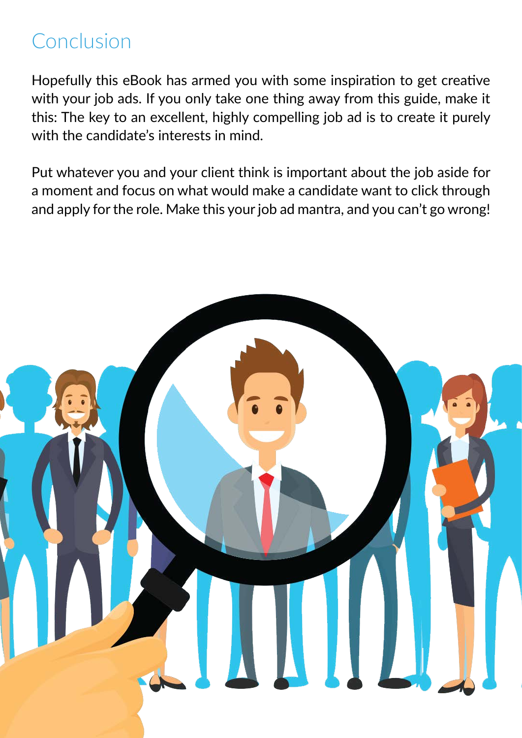# Conclusion

Hopefully this eBook has armed you with some inspiration to get creative with your job ads. If you only take one thing away from this guide, make it this: The key to an excellent, highly compelling job ad is to create it purely with the candidate's interests in mind.

Put whatever you and your client think is important about the job aside for a moment and focus on what would make a candidate want to click through and apply for the role. Make this your job ad mantra, and you can't go wrong!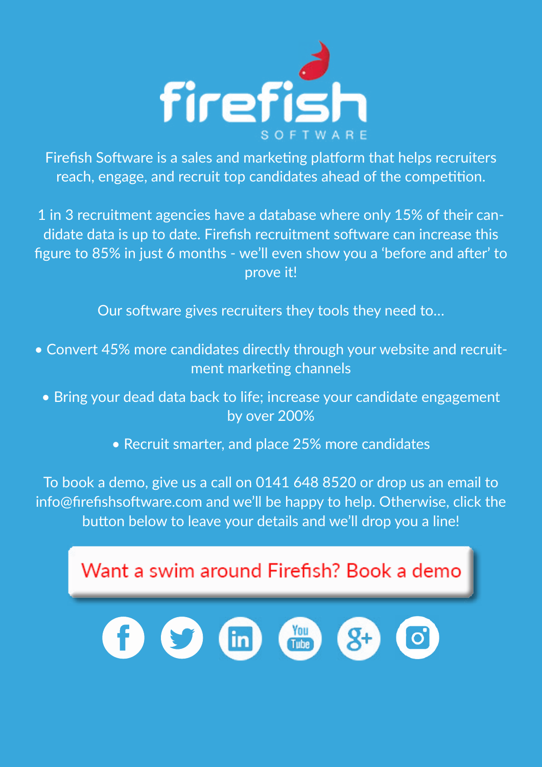firefish

SOFTWARE

Firefish Software is a sales and marketing platform that helps recruiters reach, engage, and recruit top candidates ahead of the competition.

1 in 3 recruitment agencies have a database where only 15% of their candidate data is up to date. Firefish recruitment software can increase this figure to 85% in just 6 months - we'll even show you a 'before and after' to prove it!

Our software gives recruiters they tools they need to...

- Convert 45% more candidates directly through your website and recruitment marketing channels
- Bring your dead data back to life; increase your candidate engagement by over 200%
- Recruit smarter, and place 25% more candidates

To book a demo, give us a call on 0141 648 8520 or drop us an email to info@firefishsoftware.com and we'll be happy to help. Otherwise, click the button below to leave your details and we'll drop you a line!

Want a swim around Firefish? Book a demo